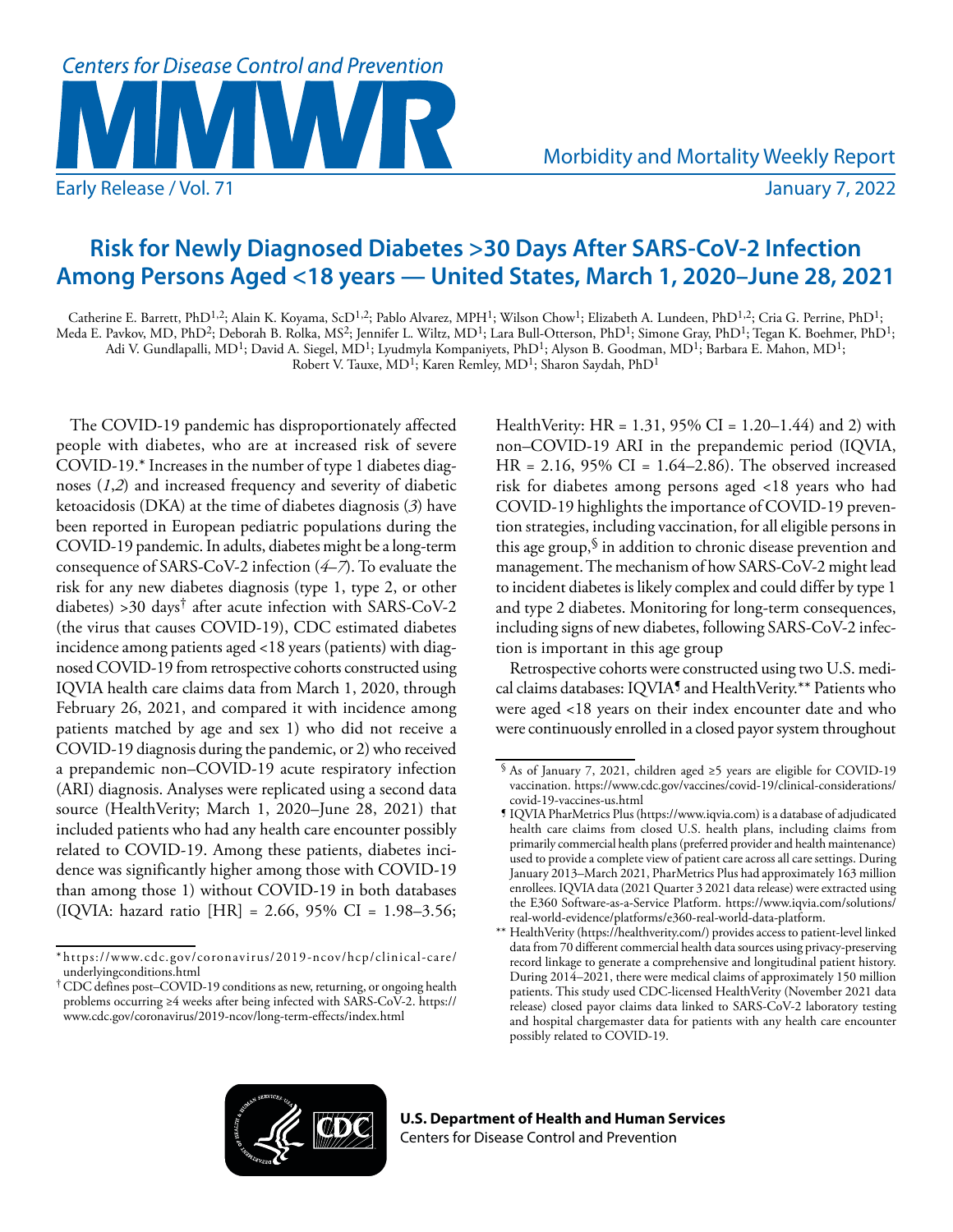# Risk for Newly Diagnosed Diabetes >30 Days After SARS-CoV-2 Infection Among Persons Aged <18 years — United States, March 1, 2020–June 28, 2021

Catherine E. Barrett, PhD[1,2]; Alain K. Koyama, ScD[1,2]; Pablo Alvarez, MPH[1]; Wilson Chow[1]; Elizabeth A. Lundeen, PhD[1,2]; Cria G. Perrine, PhD[1]; Meda E. Pavkov, MD, PhD[2]; Deborah B. Rolka, MS[2]; Jennifer L. Wiltz, MD[1]; Lara Bull-Otterson, PhD[1]; Simone Gray, PhD[1]; Tegan K. Boehmer, PhD[1]; Adi V. Gundlapalli, MD[1]; David A. Siegel, MD[1]; Lyudmyla Kompaniyets, PhD[1]; Alyson B. Goodman, MD[1]; Barbara E. Mahon, MD[1]; Robert V. Tauxe, MD[1]; Karen Remley, MD[1]; Sharon Saydah, PhD[1]

The COVID-19 pandemic has disproportionately affected people with diabetes, who are at increased risk of severe COVID-19.* Increases in the number of type 1 diabetes diagnoses (*1*,*2*) and increased frequency and severity of diabetic ketoacidosis (DKA) at the time of diabetes diagnosis (*3*) have been reported in European pediatric populations during the COVID-19 pandemic. In adults, diabetes might be a long-term consequence of SARS-CoV-2 infection (*4*–*7*). To evaluate the risk for any new diabetes diagnosis (type 1, type 2, or other diabetes) >30 days[†] after acute infection with SARS-CoV-2 (the virus that causes COVID-19), CDC estimated diabetes incidence among patients aged <18 years (patients) with diagnosed COVID-19 from retrospective cohorts constructed using IQVIA health care claims data from March 1, 2020, through February 26, 2021, and compared it with incidence among patients matched by age and sex 1) who did not receive a COVID-19 diagnosis during the pandemic, or 2) who received a prepandemic non–COVID-19 acute respiratory infection (ARI) diagnosis. Analyses were replicated using a second data source (HealthVerity; March 1, 2020–June 28, 2021) that included patients who had any health care encounter possibly related to COVID-19. Among these patients, diabetes incidence was significantly higher among those with COVID-19 than among those 1) without COVID-19 in both databases (IQVIA: hazard ratio [HR] = 2.66, 95% CI = 1.98–3.56; HealthVerity: HR = 1.31, 95% CI = 1.20–1.44) and 2) with non–COVID-19 ARI in the prepandemic period (IQVIA, HR = 2.16, 95% CI = 1.64–2.86). The observed increased risk for diabetes among persons aged <18 years who had COVID-19 highlights the importance of COVID-19 prevention strategies, including vaccination, for all eligible persons in this age group,[§] in addition to chronic disease prevention and management. The mechanism of how SARS-CoV-2 might lead to incident diabetes is likely complex and could differ by type 1 and type 2 diabetes. Monitoring for long-term consequences, including signs of new diabetes, following SARS-CoV-2 infection is important in this age group

Retrospective cohorts were constructed using two U.S. medical claims databases: IQVIA[¶] and HealthVerity.** Patients who were aged <18 years on their index encounter date and who were continuously enrolled in a closed payor system throughout

---

\* https://www.cdc.gov/coronavirus/2019-ncov/hcp/clinical-care/underlyingconditions.html

† CDC defines post–COVID-19 conditions as new, returning, or ongoing health problems occurring ≥4 weeks after being infected with SARS-CoV-2. https://www.cdc.gov/coronavirus/2019-ncov/long-term-effects/index.html

§ As of January 7, 2021, children aged ≥5 years are eligible for COVID-19 vaccination. https://www.cdc.gov/vaccines/covid-19/clinical-considerations/covid-19-vaccines-us.html

¶ IQVIA PharMetrics Plus (https://www.iqvia.com) is a database of adjudicated health care claims from closed U.S. health plans, including claims from primarily commercial health plans (preferred provider and health maintenance) used to provide a complete view of patient care across all care settings. During January 2013–March 2021, PharMetrics Plus had approximately 163 million enrollees. IQVIA data (2021 Quarter 3 2021 data release) were extracted using the E360 Software-as-a-Service Platform. https://www.iqvia.com/solutions/real-world-evidence/platforms/e360-real-world-data-platform.

** HealthVerity (https://healthverity.com/) provides access to patient-level linked data from 70 different commercial health data sources using privacy-preserving record linkage to generate a comprehensive and longitudinal patient history. During 2014–2021, there were medical claims of approximately 150 million patients. This study used CDC-licensed HealthVerity (November 2021 data release) closed payor claims data linked to SARS-CoV-2 laboratory testing and hospital chargemaster data for patients with any health care encounter possibly related to COVID-19.

**U.S. Department of Health and Human Services**
Centers for Disease Control and Prevention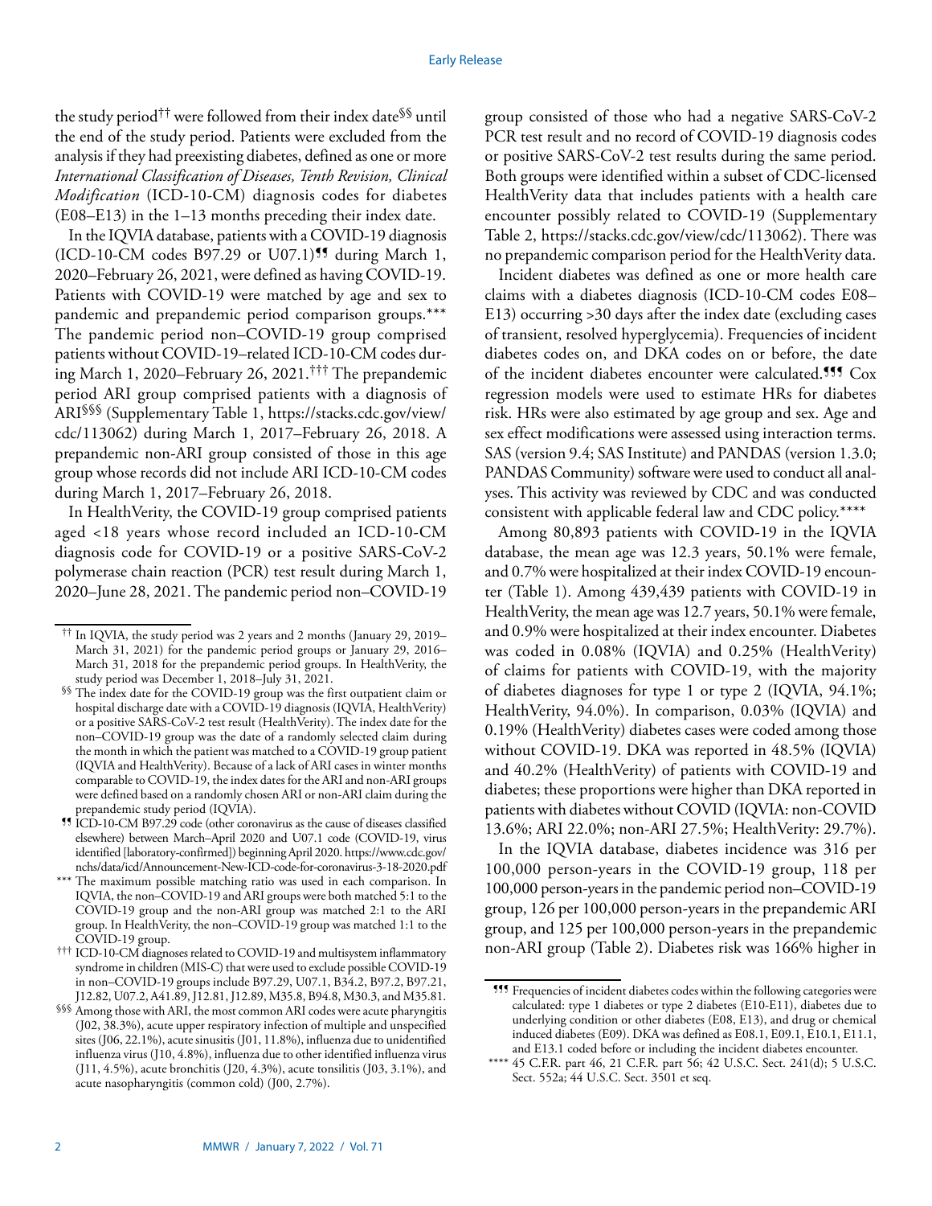the study period[††] were followed from their index date[§§] until the end of the study period. Patients were excluded from the analysis if they had preexisting diabetes, defined as one or more *International Classification of Diseases, Tenth Revision, Clinical Modification* (ICD-10-CM) diagnosis codes for diabetes (E08–E13) in the 1–13 months preceding their index date.

In the IQVIA database, patients with a COVID-19 diagnosis (ICD-10-CM codes B97.29 or U07.1)[¶¶] during March 1, 2020–February 26, 2021, were defined as having COVID-19. Patients with COVID-19 were matched by age and sex to pandemic and prepandemic period comparison groups.[***] The pandemic period non–COVID-19 group comprised patients without COVID-19–related ICD-10-CM codes during March 1, 2020–February 26, 2021.[†††] The prepandemic period ARI group comprised patients with a diagnosis of ARI[§§§] (Supplementary Table 1, https://stacks.cdc.gov/view/cdc/113062) during March 1, 2017–February 26, 2018. A prepandemic non-ARI group consisted of those in this age group whose records did not include ARI ICD-10-CM codes during March 1, 2017–February 26, 2018.

In HealthVerity, the COVID-19 group comprised patients aged <18 years whose record included an ICD-10-CM diagnosis code for COVID-19 or a positive SARS-CoV-2 polymerase chain reaction (PCR) test result during March 1, 2020–June 28, 2021. The pandemic period non–COVID-19 group consisted of those who had a negative SARS-CoV-2 PCR test result and no record of COVID-19 diagnosis codes or positive SARS-CoV-2 test results during the same period. Both groups were identified within a subset of CDC-licensed HealthVerity data that includes patients with a health care encounter possibly related to COVID-19 (Supplementary Table 2, https://stacks.cdc.gov/view/cdc/113062). There was no prepandemic comparison period for the HealthVerity data.

Incident diabetes was defined as one or more health care claims with a diabetes diagnosis (ICD-10-CM codes E08–E13) occurring >30 days after the index date (excluding cases of transient, resolved hyperglycemia). Frequencies of incident diabetes codes on, and DKA codes on or before, the date of the incident diabetes encounter were calculated.[¶¶¶] Cox regression models were used to estimate HRs for diabetes risk. HRs were also estimated by age group and sex. Age and sex effect modifications were assessed using interaction terms. SAS (version 9.4; SAS Institute) and PANDAS (version 1.3.0; PANDAS Community) software were used to conduct all analyses. This activity was reviewed by CDC and was conducted consistent with applicable federal law and CDC policy.[****]

Among 80,893 patients with COVID-19 in the IQVIA database, the mean age was 12.3 years, 50.1% were female, and 0.7% were hospitalized at their index COVID-19 encounter (Table 1). Among 439,439 patients with COVID-19 in HealthVerity, the mean age was 12.7 years, 50.1% were female, and 0.9% were hospitalized at their index encounter. Diabetes was coded in 0.08% (IQVIA) and 0.25% (HealthVerity) of claims for patients with COVID-19, with the majority of diabetes diagnoses for type 1 or type 2 (IQVIA, 94.1%; HealthVerity, 94.0%). In comparison, 0.03% (IQVIA) and 0.19% (HealthVerity) diabetes cases were coded among those without COVID-19. DKA was reported in 48.5% (IQVIA) and 40.2% (HealthVerity) of patients with COVID-19 and diabetes; these proportions were higher than DKA reported in patients with diabetes without COVID (IQVIA: non-COVID 13.6%; ARI 22.0%; non-ARI 27.5%; HealthVerity: 29.7%).

In the IQVIA database, diabetes incidence was 316 per 100,000 person-years in the COVID-19 group, 118 per 100,000 person-years in the pandemic period non–COVID-19 group, 126 per 100,000 person-years in the prepandemic ARI group, and 125 per 100,000 person-years in the prepandemic non-ARI group (Table 2). Diabetes risk was 166% higher in

---

[††] In IQVIA, the study period was 2 years and 2 months (January 29, 2019–March 31, 2021) for the pandemic period groups or January 29, 2016–March 31, 2018 for the prepandemic period groups. In HealthVerity, the study period was December 1, 2018–July 31, 2021.

[§§] The index date for the COVID-19 group was the first outpatient claim or hospital discharge date with a COVID-19 diagnosis (IQVIA, HealthVerity) or a positive SARS-CoV-2 test result (HealthVerity). The index date for the non–COVID-19 group was the date of a randomly selected claim during the month in which the patient was matched to a COVID-19 group patient (IQVIA and HealthVerity). Because of a lack of ARI cases in winter months comparable to COVID-19, the index dates for the ARI and non-ARI groups were defined based on a randomly chosen ARI or non-ARI claim during the prepandemic study period (IQVIA).

[¶¶] ICD-10-CM B97.29 code (other coronavirus as the cause of diseases classified elsewhere) between March–April 2020 and U07.1 code (COVID-19, virus identified [laboratory-confirmed]) beginning April 2020. https://www.cdc.gov/nchs/data/icd/Announcement-New-ICD-code-for-coronavirus-3-18-2020.pdf

[***] The maximum possible matching ratio was used in each comparison. In IQVIA, the non–COVID-19 and ARI groups were both matched 5:1 to the COVID-19 group and the non-ARI group was matched 2:1 to the ARI group. In HealthVerity, the non–COVID-19 group was matched 1:1 to the COVID-19 group.

[†††] ICD-10-CM diagnoses related to COVID-19 and multisystem inflammatory syndrome in children (MIS-C) that were used to exclude possible COVID-19 in non–COVID-19 groups include B97.29, U07.1, B34.2, B97.2, B97.21, J12.82, U07.2, A41.89, J12.81, J12.89, M35.8, B94.8, M30.3, and M35.81.

[§§§] Among those with ARI, the most common ARI codes were acute pharyngitis (J02, 38.3%), acute upper respiratory infection of multiple and unspecified sites (J06, 22.1%), acute sinusitis (J01, 11.8%), influenza due to unidentified influenza virus (J10, 4.8%), influenza due to other identified influenza virus (J11, 4.5%), acute bronchitis (J20, 4.3%), acute tonsilitis (J03, 3.1%), and acute nasopharyngitis (common cold) (J00, 2.7%).

[¶¶¶] Frequencies of incident diabetes codes within the following categories were calculated: type 1 diabetes or type 2 diabetes (E10-E11), diabetes due to underlying condition or other diabetes (E08, E13), and drug or chemical induced diabetes (E09). DKA was defined as E08.1, E09.1, E10.1, E11.1, and E13.1 coded before or including the incident diabetes encounter.

[****] 45 C.F.R. part 46, 21 C.F.R. part 56; 42 U.S.C. Sect. 241(d); 5 U.S.C. Sect. 552a; 44 U.S.C. Sect. 3501 et seq.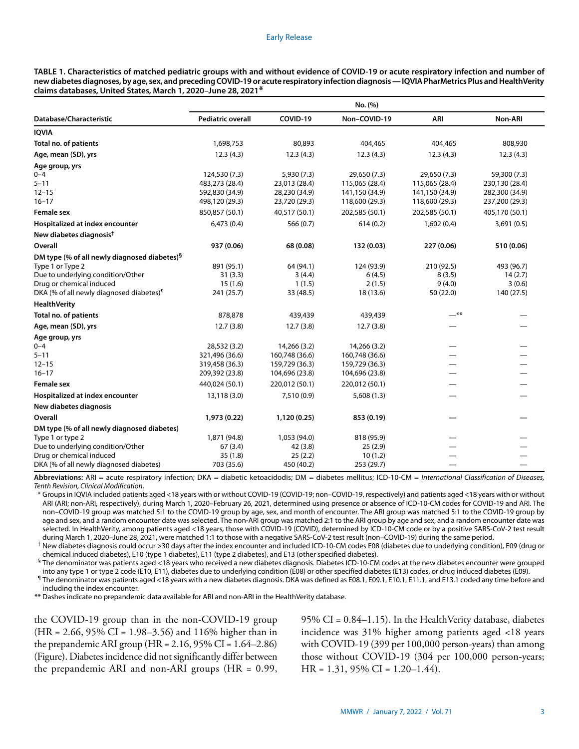**TABLE 1. Characteristics of matched pediatric groups with and without evidence of COVID-19 or acute respiratory infection and number of new diabetes diagnoses, by age, sex, and preceding COVID-19 or acute respiratory infection diagnosis — IQVIA PharMetrics Plus and HealthVerity claims databases, United States, March 1, 2020–June 28, 2021***

| Database/Characteristic | No. (%) | | | | |
|---|---|---|---|---|---|
| | **Pediatric overall** | **COVID-19** | **Non–COVID-19** | **ARI** | **Non-ARI** |
| **IQVIA** | | | | | |
| **Total no. of patients** | 1,698,753 | 80,893 | 404,465 | 404,465 | 808,930 |
| **Age, mean (SD), yrs** | 12.3 (4.3) | 12.3 (4.3) | 12.3 (4.3) | 12.3 (4.3) | 12.3 (4.3) |
| **Age group, yrs** | | | | | |
| 0–4 | 124,530 (7.3) | 5,930 (7.3) | 29,650 (7.3) | 29,650 (7.3) | 59,300 (7.3) |
| 5–11 | 483,273 (28.4) | 23,013 (28.4) | 115,065 (28.4) | 115,065 (28.4) | 230,130 (28.4) |
| 12–15 | 592,830 (34.9) | 28,230 (34.9) | 141,150 (34.9) | 141,150 (34.9) | 282,300 (34.9) |
| 16–17 | 498,120 (29.3) | 23,720 (29.3) | 118,600 (29.3) | 118,600 (29.3) | 237,200 (29.3) |
| **Female sex** | 850,857 (50.1) | 40,517 (50.1) | 202,585 (50.1) | 202,585 (50.1) | 405,170 (50.1) |
| **Hospitalized at index encounter** | 6,473 (0.4) | 566 (0.7) | 614 (0.2) | 1,602 (0.4) | 3,691 (0.5) |
| **New diabetes diagnosis†** | | | | | |
| **Overall** | **937 (0.06)** | **68 (0.08)** | **132 (0.03)** | **227 (0.06)** | **510 (0.06)** |
| **DM type (% of all newly diagnosed diabetes)§** | | | | | |
| Type 1 or Type 2 | 891 (95.1) | 64 (94.1) | 124 (93.9) | 210 (92.5) | 493 (96.7) |
| Due to underlying condition/Other | 31 (3.3) | 3 (4.4) | 6 (4.5) | 8 (3.5) | 14 (2.7) |
| Drug or chemical induced | 15 (1.6) | 1 (1.5) | 2 (1.5) | 9 (4.0) | 3 (0.6) |
| DKA (% of all newly diagnosed diabetes)¶ | 241 (25.7) | 33 (48.5) | 18 (13.6) | 50 (22.0) | 140 (27.5) |
| **HealthVerity** | | | | | |
| **Total no. of patients** | 878,878 | 439,439 | 439,439 | —** | — |
| **Age, mean (SD), yrs** | 12.7 (3.8) | 12.7 (3.8) | 12.7 (3.8) | — | — |
| **Age group, yrs** | | | | | |
| 0–4 | 28,532 (3.2) | 14,266 (3.2) | 14,266 (3.2) | — | — |
| 5–11 | 321,496 (36.6) | 160,748 (36.6) | 160,748 (36.6) | — | — |
| 12–15 | 319,458 (36.3) | 159,729 (36.3) | 159,729 (36.3) | — | — |
| 16–17 | 209,392 (23.8) | 104,696 (23.8) | 104,696 (23.8) | — | — |
| **Female sex** | 440,024 (50.1) | 220,012 (50.1) | 220,012 (50.1) | — | — |
| **Hospitalized at index encounter** | 13,118 (3.0) | 7,510 (0.9) | 5,608 (1.3) | — | — |
| **New diabetes diagnosis** | | | | | |
| **Overall** | **1,973 (0.22)** | **1,120 (0.25)** | **853 (0.19)** | **—** | **—** |
| **DM type (% of all newly diagnosed diabetes)** | | | | | |
| Type 1 or type 2 | 1,871 (94.8) | 1,053 (94.0) | 818 (95.9) | — | — |
| Due to underlying condition/Other | 67 (3.4) | 42 (3.8) | 25 (2.9) | — | — |
| Drug or chemical induced | 35 (1.8) | 25 (2.2) | 10 (1.2) | — | — |
| DKA (% of all newly diagnosed diabetes) | 703 (35.6) | 450 (40.2) | 253 (29.7) | — | — |

**Abbreviations:** ARI = acute respiratory infection; DKA = diabetic ketoacidodis; DM = diabetes mellitus; ICD-10-CM = *International Classification of Diseases, Tenth Revision, Clinical Modification*.

\* Groups in IQVIA included patients aged <18 years with or without COVID-19 (COVID-19; non–COVID-19, respectively) and patients aged <18 years with or without ARI (ARI; non-ARI, respectively), during March 1, 2020–February 26, 2021, determined using presence or absence of ICD-10-CM codes for COVID-19 and ARI. The non–COVID-19 group was matched 5:1 to the COVID-19 group by age, sex, and month of encounter. The ARI group was matched 5:1 to the COVID-19 group by age and sex, and a random encounter date was selected. The non-ARI group was matched 2:1 to the ARI group by age and sex, and a random encounter date was selected. In HealthVerity, among patients aged <18 years, those with COVID-19 (COVID), determined by ICD-10-CM code or by a positive SARS-CoV-2 test result during March 1, 2020–June 28, 2021, were matched 1:1 to those with a negative SARS-CoV-2 test result (non–COVID-19) during the same period.

† New diabetes diagnosis could occur >30 days after the index encounter and included ICD-10-CM codes E08 (diabetes due to underlying condition), E09 (drug or chemical induced diabetes), E10 (type 1 diabetes), E11 (type 2 diabetes), and E13 (other specified diabetes).

§ The denominator was patients aged <18 years who received a new diabetes diagnosis. Diabetes ICD-10-CM codes at the new diabetes encounter were grouped into any type 1 or type 2 code (E10, E11), diabetes due to underlying condition (E08) or other specified diabetes (E13) codes, or drug induced diabetes (E09).

¶ The denominator was patients aged <18 years with a new diabetes diagnosis. DKA was defined as E08.1, E09.1, E10.1, E11.1, and E13.1 coded any time before and including the index encounter.

\*\* Dashes indicate no prepandemic data available for ARI and non-ARI in the HealthVerity database.

the COVID-19 group than in the non-COVID-19 group (HR = 2.66, 95% CI = 1.98–3.56) and 116% higher than in the prepandemic ARI group (HR = 2.16, 95% CI = 1.64–2.86) (Figure). Diabetes incidence did not significantly differ between the prepandemic ARI and non-ARI groups (HR = 0.99, 95% CI = 0.84–1.15). In the HealthVerity database, diabetes incidence was 31% higher among patients aged <18 years with COVID-19 (399 per 100,000 person-years) than among those without COVID-19 (304 per 100,000 person-years; HR = 1.31, 95% CI = 1.20–1.44).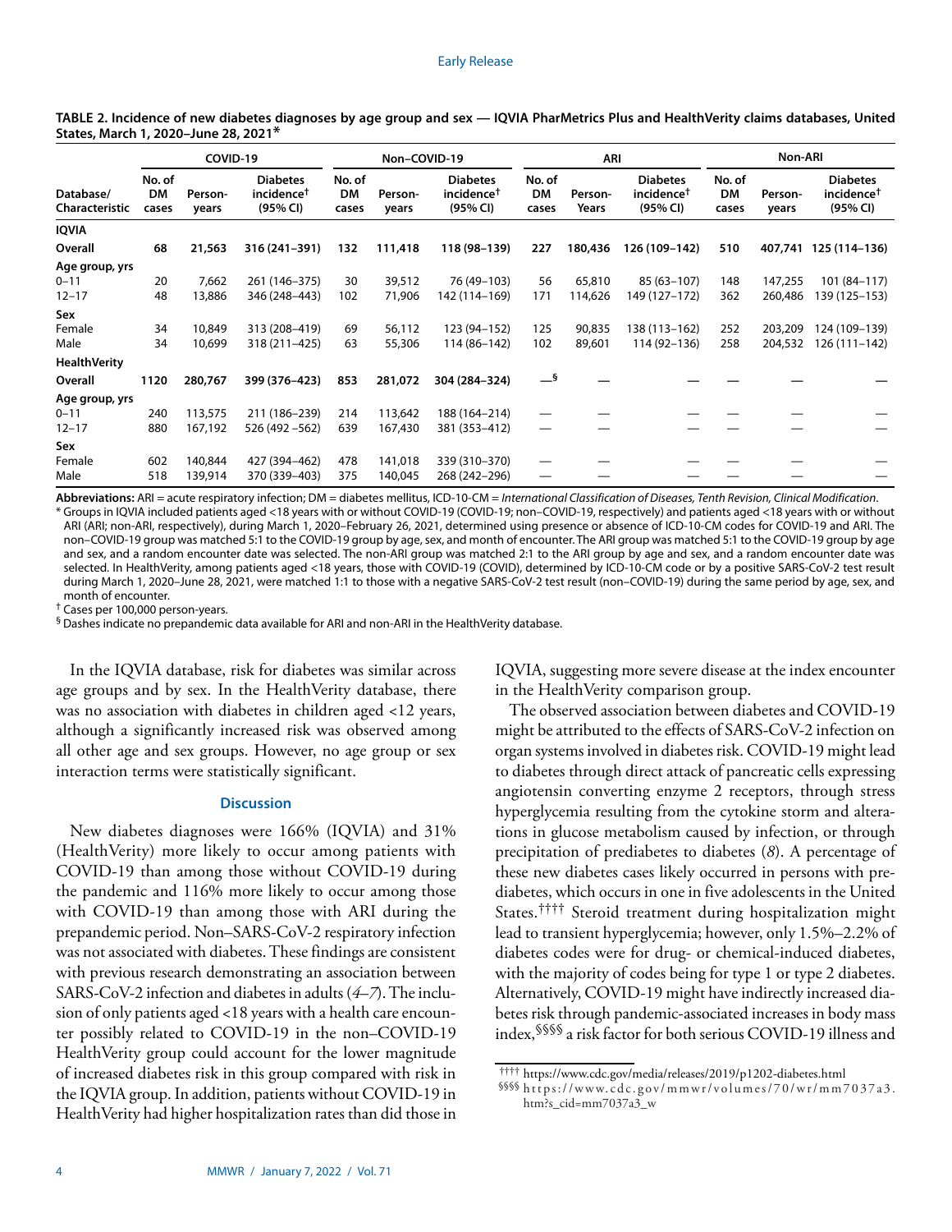**TABLE 2. Incidence of new diabetes diagnoses by age group and sex — IQVIA PharMetrics Plus and HealthVerity claims databases, United States, March 1, 2020–June 28, 2021***

| Database/ Characteristic | COVID-19 | | | Non–COVID-19 | | | ARI | | | Non-ARI | | |
|---|---|---|---|---|---|---|---|---|---|---|---|---|
| | No. of DM cases | Person-years | Diabetes incidence† (95% CI) | No. of DM cases | Person-years | Diabetes incidence† (95% CI) | No. of DM cases | Person-Years | Diabetes incidence† (95% CI) | No. of DM cases | Person-years | Diabetes incidence† (95% CI) |
| **IQVIA** | | | | | | | | | | | | |
| **Overall** | **68** | **21,563** | **316 (241–391)** | **132** | **111,418** | **118 (98–139)** | **227** | **180,436** | **126 (109–142)** | **510** | **407,741** | **125 (114–136)** |
| **Age group, yrs** | | | | | | | | | | | | |
| 0–11 | 20 | 7,662 | 261 (146–375) | 30 | 39,512 | 76 (49–103) | 56 | 65,810 | 85 (63–107) | 148 | 147,255 | 101 (84–117) |
| 12–17 | 48 | 13,886 | 346 (248–443) | 102 | 71,906 | 142 (114–169) | 171 | 114,626 | 149 (127–172) | 362 | 260,486 | 139 (125–153) |
| **Sex** | | | | | | | | | | | | |
| Female | 34 | 10,849 | 313 (208–419) | 69 | 56,112 | 123 (94–152) | 125 | 90,835 | 138 (113–162) | 252 | 203,209 | 124 (109–139) |
| Male | 34 | 10,699 | 318 (211–425) | 63 | 55,306 | 114 (86–142) | 102 | 89,601 | 114 (92–136) | 258 | 204,532 | 126 (111–142) |
| **HealthVerity** | | | | | | | | | | | | |
| **Overall** | **1120** | **280,767** | **399 (376–423)** | **853** | **281,072** | **304 (284–324)** | **—§** | **—** | **—** | **—** | **—** | **—** |
| **Age group, yrs** | | | | | | | | | | | | |
| 0–11 | 240 | 113,575 | 211 (186–239) | 214 | 113,642 | 188 (164–214) | — | — | — | — | — | — |
| 12–17 | 880 | 167,192 | 526 (492 –562) | 639 | 167,430 | 381 (353–412) | — | — | — | — | — | — |
| **Sex** | | | | | | | | | | | | |
| Female | 602 | 140,844 | 427 (394–462) | 478 | 141,018 | 339 (310–370) | — | — | — | — | — | — |
| Male | 518 | 139,914 | 370 (339–403) | 375 | 140,045 | 268 (242–296) | — | — | — | — | — | — |

**Abbreviations:** ARI = acute respiratory infection; DM = diabetes mellitus, ICD-10-CM = *International Classification of Diseases, Tenth Revision, Clinical Modification*.

\* Groups in IQVIA included patients aged <18 years with or without COVID-19 (COVID-19; non–COVID-19, respectively) and patients aged <18 years with or without ARI (ARI; non-ARI, respectively), during March 1, 2020–February 26, 2021, determined using presence or absence of ICD-10-CM codes for COVID-19 and ARI. The non–COVID-19 group was matched 5:1 to the COVID-19 group by age, sex, and month of encounter. The ARI group was matched 5:1 to the COVID-19 group by age and sex, and a random encounter date was selected. The non-ARI group was matched 2:1 to the ARI group by age and sex, and a random encounter date was selected. In HealthVerity, among patients aged <18 years, those with COVID-19 (COVID), determined by ICD-10-CM code or by a positive SARS-CoV-2 test result during March 1, 2020–June 28, 2021, were matched 1:1 to those with a negative SARS-CoV-2 test result (non–COVID-19) during the same period by age, sex, and month of encounter.

† Cases per 100,000 person-years.

§ Dashes indicate no prepandemic data available for ARI and non-ARI in the HealthVerity database.

In the IQVIA database, risk for diabetes was similar across age groups and by sex. In the HealthVerity database, there was no association with diabetes in children aged <12 years, although a significantly increased risk was observed among all other age and sex groups. However, no age group or sex interaction terms were statistically significant.

## Discussion

New diabetes diagnoses were 166% (IQVIA) and 31% (HealthVerity) more likely to occur among patients with COVID-19 than among those without COVID-19 during the pandemic and 116% more likely to occur among those with COVID-19 than among those with ARI during the prepandemic period. Non–SARS-CoV-2 respiratory infection was not associated with diabetes. These findings are consistent with previous research demonstrating an association between SARS-CoV-2 infection and diabetes in adults (*4*–*7*). The inclusion of only patients aged <18 years with a health care encounter possibly related to COVID-19 in the non–COVID-19 HealthVerity group could account for the lower magnitude of increased diabetes risk in this group compared with risk in the IQVIA group. In addition, patients without COVID-19 in HealthVerity had higher hospitalization rates than did those in IQVIA, suggesting more severe disease at the index encounter in the HealthVerity comparison group.

The observed association between diabetes and COVID-19 might be attributed to the effects of SARS-CoV-2 infection on organ systems involved in diabetes risk. COVID-19 might lead to diabetes through direct attack of pancreatic cells expressing angiotensin converting enzyme 2 receptors, through stress hyperglycemia resulting from the cytokine storm and alterations in glucose metabolism caused by infection, or through precipitation of prediabetes to diabetes (*8*). A percentage of these new diabetes cases likely occurred in persons with prediabetes, which occurs in one in five adolescents in the United States.[††††] Steroid treatment during hospitalization might lead to transient hyperglycemia; however, only 1.5%–2.2% of diabetes codes were for drug- or chemical-induced diabetes, with the majority of codes being for type 1 or type 2 diabetes. Alternatively, COVID-19 might have indirectly increased diabetes risk through pandemic-associated increases in body mass index,[§§§§] a risk factor for both serious COVID-19 illness and

†††† https://www.cdc.gov/media/releases/2019/p1202-diabetes.html

§§§§ https://www.cdc.gov/mmwr/volumes/70/wr/mm7037a3.htm?s_cid=mm7037a3_w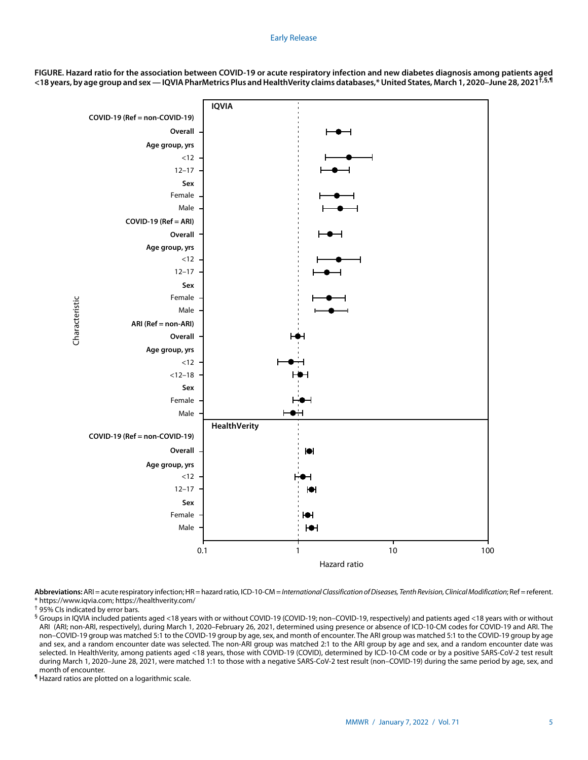**FIGURE. Hazard ratio for the association between COVID-19 or acute respiratory infection and new diabetes diagnosis among patients aged <18 years, by age group and sex — IQVIA PharMetrics Plus and HealthVerity claims databases,* United States, March 1, 2020–June 28, 2021[†,§,¶]**

**Abbreviations:** ARI = acute respiratory infection; HR = hazard ratio, ICD-10-CM = *International Classification of Diseases, Tenth Revision, Clinical Modification*; Ref = referent.

\* https://www.iqvia.com; https://healthverity.com/

† 95% CIs indicated by error bars.

§ Groups in IQVIA included patients aged <18 years with or without COVID-19 (COVID-19; non–COVID-19, respectively) and patients aged <18 years with or without ARI (ARI; non-ARI, respectively), during March 1, 2020–February 26, 2021, determined using presence or absence of ICD-10-CM codes for COVID-19 and ARI. The non–COVID-19 group was matched 5:1 to the COVID-19 group by age, sex, and month of encounter. The ARI group was matched 5:1 to the COVID-19 group by age and sex, and a random encounter date was selected. The non-ARI group was matched 2:1 to the ARI group by age and sex, and a random encounter date was selected. In HealthVerity, among patients aged <18 years, those with COVID-19 (COVID), determined by ICD-10-CM code or by a positive SARS-CoV-2 test result during March 1, 2020–June 28, 2021, were matched 1:1 to those with a negative SARS-CoV-2 test result (non–COVID-19) during the same period by age, sex, and month of encounter.

¶ Hazard ratios are plotted on a logarithmic scale.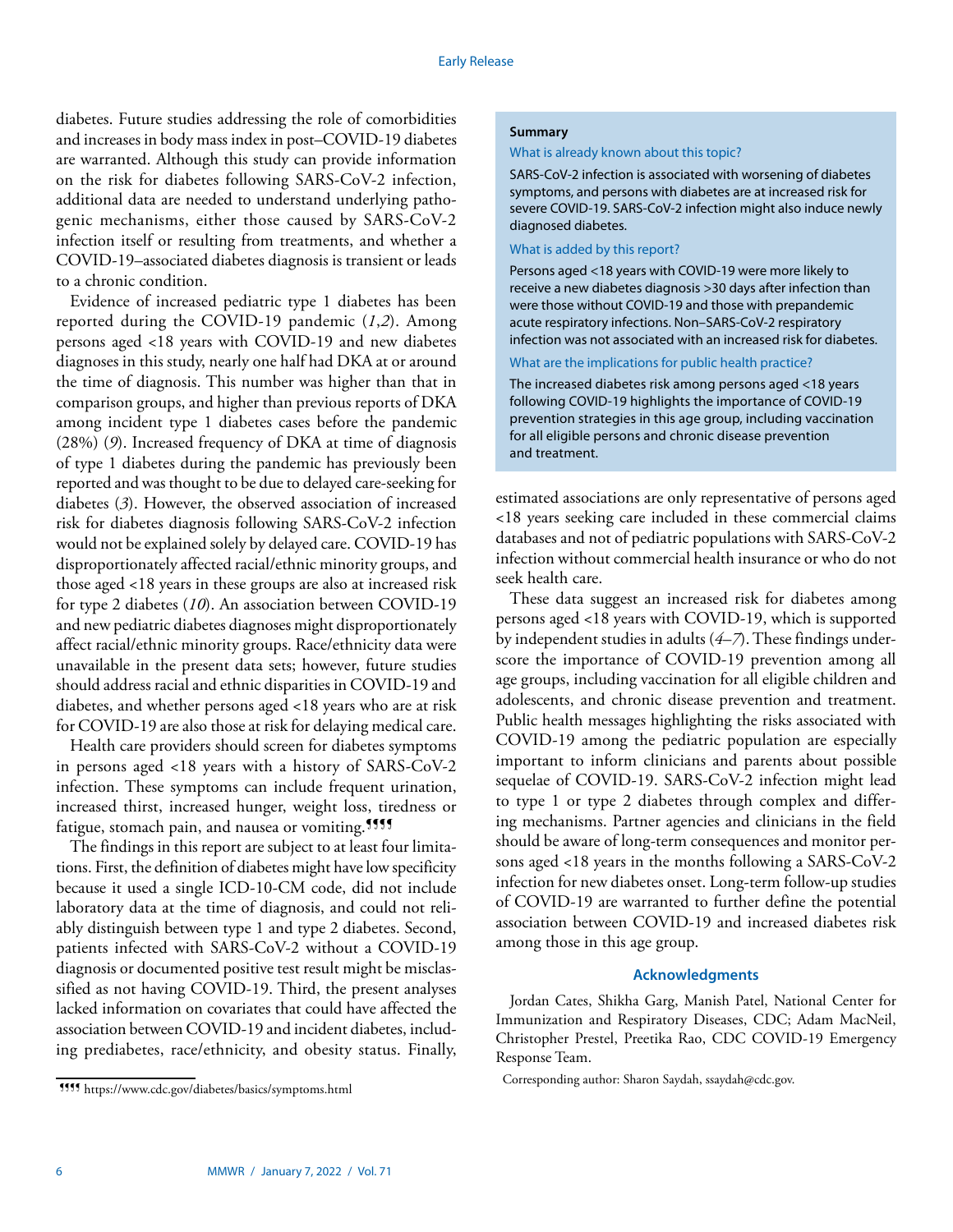diabetes. Future studies addressing the role of comorbidities and increases in body mass index in post–COVID-19 diabetes are warranted. Although this study can provide information on the risk for diabetes following SARS-CoV-2 infection, additional data are needed to understand underlying pathogenic mechanisms, either those caused by SARS-CoV-2 infection itself or resulting from treatments, and whether a COVID-19–associated diabetes diagnosis is transient or leads to a chronic condition.

Evidence of increased pediatric type 1 diabetes has been reported during the COVID-19 pandemic (*1*,*2*). Among persons aged <18 years with COVID-19 and new diabetes diagnoses in this study, nearly one half had DKA at or around the time of diagnosis. This number was higher than that in comparison groups, and higher than previous reports of DKA among incident type 1 diabetes cases before the pandemic (28%) (*9*). Increased frequency of DKA at time of diagnosis of type 1 diabetes during the pandemic has previously been reported and was thought to be due to delayed care-seeking for diabetes (*3*). However, the observed association of increased risk for diabetes diagnosis following SARS-CoV-2 infection would not be explained solely by delayed care. COVID-19 has disproportionately affected racial/ethnic minority groups, and those aged <18 years in these groups are also at increased risk for type 2 diabetes (*10*). An association between COVID-19 and new pediatric diabetes diagnoses might disproportionately affect racial/ethnic minority groups. Race/ethnicity data were unavailable in the present data sets; however, future studies should address racial and ethnic disparities in COVID-19 and diabetes, and whether persons aged <18 years who are at risk for COVID-19 are also those at risk for delaying medical care.

Health care providers should screen for diabetes symptoms in persons aged <18 years with a history of SARS-CoV-2 infection. These symptoms can include frequent urination, increased thirst, increased hunger, weight loss, tiredness or fatigue, stomach pain, and nausea or vomiting.[¶¶¶¶]

The findings in this report are subject to at least four limitations. First, the definition of diabetes might have low specificity because it used a single ICD-10-CM code, did not include laboratory data at the time of diagnosis, and could not reliably distinguish between type 1 and type 2 diabetes. Second, patients infected with SARS-CoV-2 without a COVID-19 diagnosis or documented positive test result might be misclassified as not having COVID-19. Third, the present analyses lacked information on covariates that could have affected the association between COVID-19 and incident diabetes, including prediabetes, race/ethnicity, and obesity status. Finally, estimated associations are only representative of persons aged <18 years seeking care included in these commercial claims databases and not of pediatric populations with SARS-CoV-2 infection without commercial health insurance or who do not seek health care.

These data suggest an increased risk for diabetes among persons aged <18 years with COVID-19, which is supported by independent studies in adults (*4*–*7*). These findings underscore the importance of COVID-19 prevention among all age groups, including vaccination for all eligible children and adolescents, and chronic disease prevention and treatment. Public health messages highlighting the risks associated with COVID-19 among the pediatric population are especially important to inform clinicians and parents about possible sequelae of COVID-19. SARS-CoV-2 infection might lead to type 1 or type 2 diabetes through complex and differing mechanisms. Partner agencies and clinicians in the field should be aware of long-term consequences and monitor persons aged <18 years in the months following a SARS-CoV-2 infection for new diabetes onset. Long-term follow-up studies of COVID-19 are warranted to further define the potential association between COVID-19 and increased diabetes risk among those in this age group.

**Summary**

What is already known about this topic?

SARS-CoV-2 infection is associated with worsening of diabetes symptoms, and persons with diabetes are at increased risk for severe COVID-19. SARS-CoV-2 infection might also induce newly diagnosed diabetes.

What is added by this report?

Persons aged <18 years with COVID-19 were more likely to receive a new diabetes diagnosis >30 days after infection than were those without COVID-19 and those with prepandemic acute respiratory infections. Non–SARS-CoV-2 respiratory infection was not associated with an increased risk for diabetes.

What are the implications for public health practice?

The increased diabetes risk among persons aged <18 years following COVID-19 highlights the importance of COVID-19 prevention strategies in this age group, including vaccination for all eligible persons and chronic disease prevention and treatment.

## Acknowledgments

Jordan Cates, Shikha Garg, Manish Patel, National Center for Immunization and Respiratory Diseases, CDC; Adam MacNeil, Christopher Prestel, Preetika Rao, CDC COVID-19 Emergency Response Team.

Corresponding author: Sharon Saydah, ssaydah@cdc.gov.

---

¶¶¶¶ https://www.cdc.gov/diabetes/basics/symptoms.html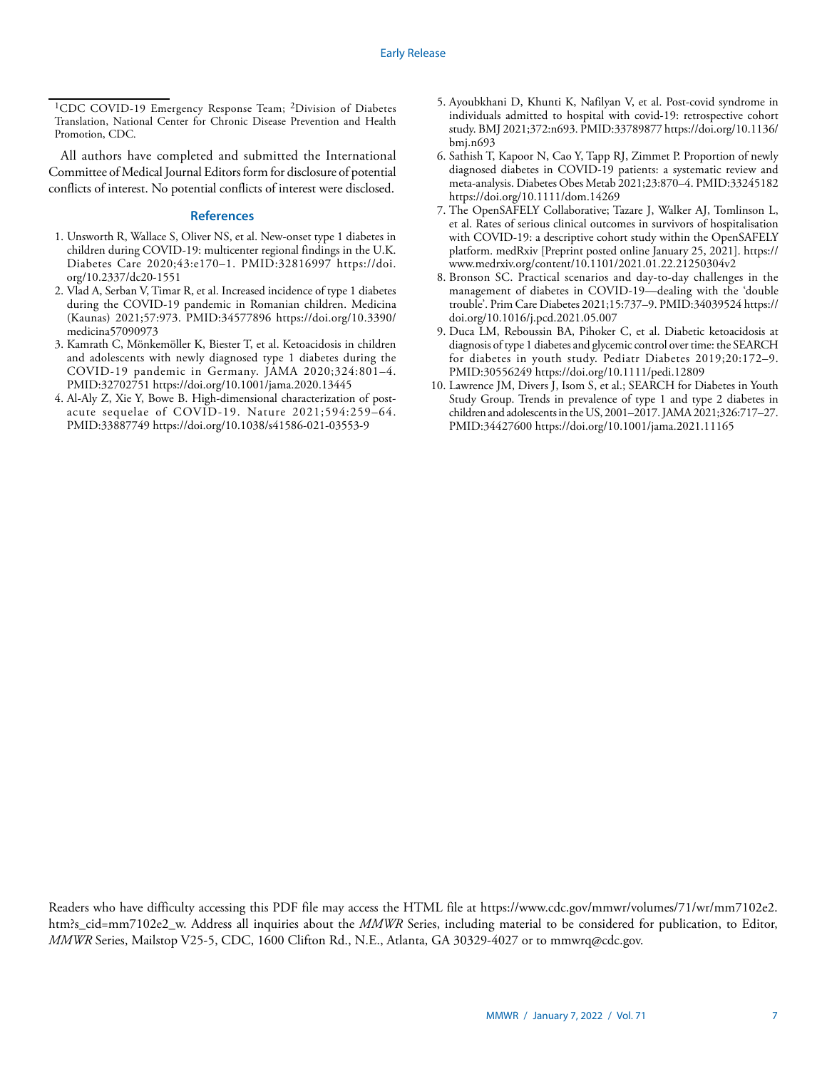[1]CDC COVID-19 Emergency Response Team; [2]Division of Diabetes Translation, National Center for Chronic Disease Prevention and Health Promotion, CDC.

All authors have completed and submitted the International Committee of Medical Journal Editors form for disclosure of potential conflicts of interest. No potential conflicts of interest were disclosed.

## References

1. Unsworth R, Wallace S, Oliver NS, et al. New-onset type 1 diabetes in children during COVID-19: multicenter regional findings in the U.K. Diabetes Care 2020;43:e170–1. PMID:32816997 https://doi.org/10.2337/dc20-1551
2. Vlad A, Serban V, Timar R, et al. Increased incidence of type 1 diabetes during the COVID-19 pandemic in Romanian children. Medicina (Kaunas) 2021;57:973. PMID:34577896 https://doi.org/10.3390/medicina57090973
3. Kamrath C, Mönkemöller K, Biester T, et al. Ketoacidosis in children and adolescents with newly diagnosed type 1 diabetes during the COVID-19 pandemic in Germany. JAMA 2020;324:801–4. PMID:32702751 https://doi.org/10.1001/jama.2020.13445
4. Al-Aly Z, Xie Y, Bowe B. High-dimensional characterization of post-acute sequelae of COVID-19. Nature 2021;594:259–64. PMID:33887749 https://doi.org/10.1038/s41586-021-03553-9
5. Ayoubkhani D, Khunti K, Nafilyan V, et al. Post-covid syndrome in individuals admitted to hospital with covid-19: retrospective cohort study. BMJ 2021;372:n693. PMID:33789877 https://doi.org/10.1136/bmj.n693
6. Sathish T, Kapoor N, Cao Y, Tapp RJ, Zimmet P. Proportion of newly diagnosed diabetes in COVID-19 patients: a systematic review and meta-analysis. Diabetes Obes Metab 2021;23:870–4. PMID:33245182 https://doi.org/10.1111/dom.14269
7. The OpenSAFELY Collaborative; Tazare J, Walker AJ, Tomlinson L, et al. Rates of serious clinical outcomes in survivors of hospitalisation with COVID-19: a descriptive cohort study within the OpenSAFELY platform. medRxiv [Preprint posted online January 25, 2021]. https://www.medrxiv.org/content/10.1101/2021.01.22.21250304v2
8. Bronson SC. Practical scenarios and day-to-day challenges in the management of diabetes in COVID-19—dealing with the 'double trouble'. Prim Care Diabetes 2021;15:737–9. PMID:34039524 https://doi.org/10.1016/j.pcd.2021.05.007
9. Duca LM, Reboussin BA, Pihoker C, et al. Diabetic ketoacidosis at diagnosis of type 1 diabetes and glycemic control over time: the SEARCH for diabetes in youth study. Pediatr Diabetes 2019;20:172–9. PMID:30556249 https://doi.org/10.1111/pedi.12809
10. Lawrence JM, Divers J, Isom S, et al.; SEARCH for Diabetes in Youth Study Group. Trends in prevalence of type 1 and type 2 diabetes in children and adolescents in the US, 2001–2017. JAMA 2021;326:717–27. PMID:34427600 https://doi.org/10.1001/jama.2021.11165

Readers who have difficulty accessing this PDF file may access the HTML file at https://www.cdc.gov/mmwr/volumes/71/wr/mm7102e2.htm?s_cid=mm7102e2_w. Address all inquiries about the *MMWR* Series, including material to be considered for publication, to Editor, *MMWR* Series, Mailstop V25-5, CDC, 1600 Clifton Rd., N.E., Atlanta, GA 30329-4027 or to mmwrq@cdc.gov.